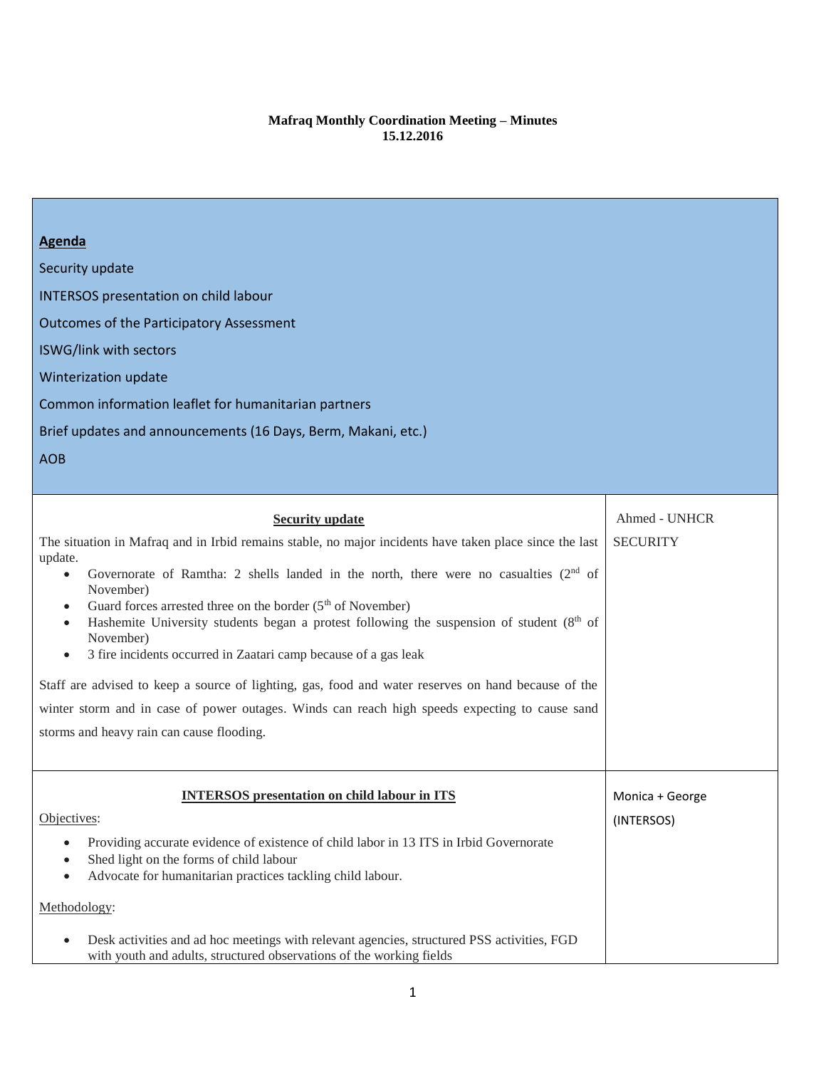**Mafraq Monthly Coordination Meeting – Minutes**
**15.12.2016**

| **Agenda** | |
|---|---|
| Security update<br>INTERSOS presentation on child labour<br>Outcomes of the Participatory Assessment<br>ISWG/link with sectors<br>Winterization update<br>Common information leaflet for humanitarian partners<br>Brief updates and announcements (16 Days, Berm, Makani, etc.)<br>AOB | |
| **Security update**<br>The situation in Mafraq and in Irbid remains stable, no major incidents have taken place since the last update.<br>• Governorate of Ramtha: 2 shells landed in the north, there were no casualties (2nd of November)<br>• Guard forces arrested three on the border (5th of November)<br>• Hashemite University students began a protest following the suspension of student (8th of November)<br>• 3 fire incidents occurred in Zaatari camp because of a gas leak<br><br>Staff are advised to keep a source of lighting, gas, food and water reserves on hand because of the winter storm and in case of power outages. Winds can reach high speeds expecting to cause sand storms and heavy rain can cause flooding. | Ahmed - UNHCR<br>SECURITY |
| **INTERSOS presentation on child labour in ITS**<br>Objectives:<br>• Providing accurate evidence of existence of child labor in 13 ITS in Irbid Governorate<br>• Shed light on the forms of child labour<br>• Advocate for humanitarian practices tackling child labour.<br><br>Methodology:<br>• Desk activities and ad hoc meetings with relevant agencies, structured PSS activities, FGD with youth and adults, structured observations of the working fields | Monica + George<br>(INTERSOS) |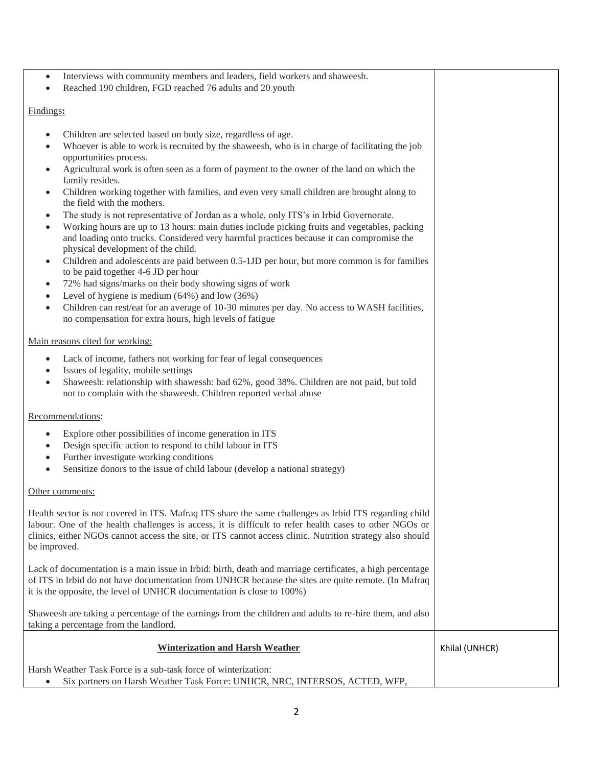| | |
|---|---|
| • Interviews with community members and leaders, field workers and shaweesh.<br>• Reached 190 children, FGD reached 76 adults and 20 youth<br><br><u>Findings</u>**:**<br><br>• Children are selected based on body size, regardless of age.<br>• Whoever is able to work is recruited by the shaweesh, who is in charge of facilitating the job opportunities process.<br>• Agricultural work is often seen as a form of payment to the owner of the land on which the family resides.<br>• Children working together with families, and even very small children are brought along to the field with the mothers.<br>• The study is not representative of Jordan as a whole, only ITS's in Irbid Governorate.<br>• Working hours are up to 13 hours: main duties include picking fruits and vegetables, packing and loading onto trucks. Considered very harmful practices because it can compromise the physical development of the child.<br>• Children and adolescents are paid between 0.5-1JD per hour, but more common is for families to be paid together 4-6 JD per hour<br>• 72% had signs/marks on their body showing signs of work<br>• Level of hygiene is medium (64%) and low (36%)<br>• Children can rest/eat for an average of 10-30 minutes per day. No access to WASH facilities, no compensation for extra hours, high levels of fatigue<br><br><u>Main reasons cited for working:</u><br><br>• Lack of income, fathers not working for fear of legal consequences<br>• Issues of legality, mobile settings<br>• Shaweesh: relationship with shawessh: bad 62%, good 38%. Children are not paid, but told not to complain with the shaweesh. Children reported verbal abuse<br><br><u>Recommendations</u>:<br><br>• Explore other possibilities of income generation in ITS<br>• Design specific action to respond to child labour in ITS<br>• Further investigate working conditions<br>• Sensitize donors to the issue of child labour (develop a national strategy)<br><br><u>Other comments:</u><br><br>Health sector is not covered in ITS. Mafraq ITS share the same challenges as Irbid ITS regarding child labour. One of the health challenges is access, it is difficult to refer health cases to other NGOs or clinics, either NGOs cannot access the site, or ITS cannot access clinic. Nutrition strategy also should be improved.<br><br>Lack of documentation is a main issue in Irbid: birth, death and marriage certificates, a high percentage of ITS in Irbid do not have documentation from UNHCR because the sites are quite remote. (In Mafraq it is the opposite, the level of UNHCR documentation is close to 100%)<br><br>Shaweesh are taking a percentage of the earnings from the children and adults to re-hire them, and also taking a percentage from the landlord. | |
| **<u>Winterization and Harsh Weather</u>**<br><br>Harsh Weather Task Force is a sub-task force of winterization:<br>• Six partners on Harsh Weather Task Force: UNHCR, NRC, INTERSOS, ACTED, WFP, | Khilal (UNHCR) |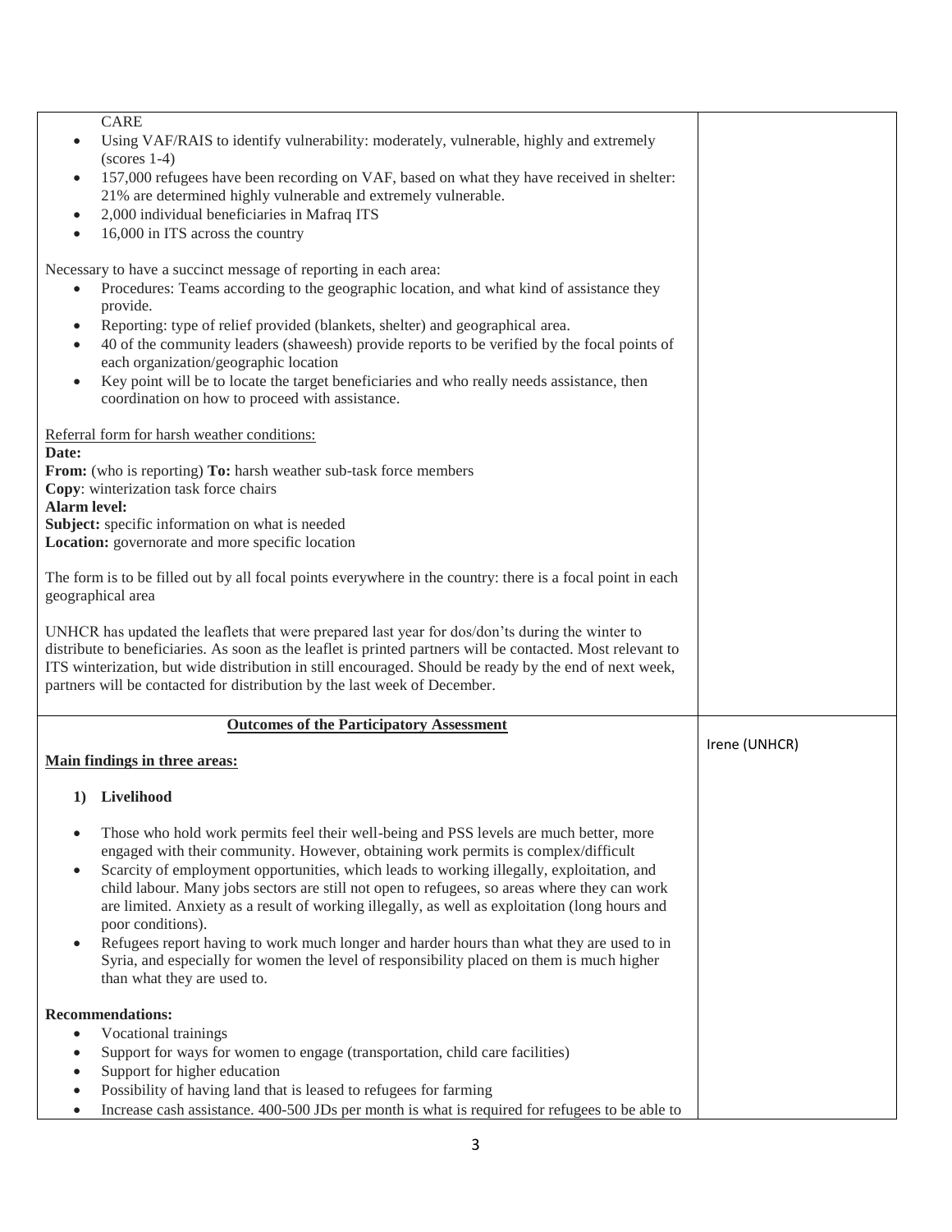| | |
|---|---|
| CARE<br>• Using VAF/RAIS to identify vulnerability: moderately, vulnerable, highly and extremely (scores 1-4)<br>• 157,000 refugees have been recording on VAF, based on what they have received in shelter: 21% are determined highly vulnerable and extremely vulnerable.<br>• 2,000 individual beneficiaries in Mafraq ITS<br>• 16,000 in ITS across the country<br><br>Necessary to have a succinct message of reporting in each area:<br>• Procedures: Teams according to the geographic location, and what kind of assistance they provide.<br>• Reporting: type of relief provided (blankets, shelter) and geographical area.<br>• 40 of the community leaders (shaweesh) provide reports to be verified by the focal points of each organization/geographic location<br>• Key point will be to locate the target beneficiaries and who really needs assistance, then coordination on how to proceed with assistance.<br><br>Referral form for harsh weather conditions:<br>**Date:**<br>**From:** (who is reporting) **To:** harsh weather sub-task force members<br>**Copy**: winterization task force chairs<br>**Alarm level:**<br>**Subject:** specific information on what is needed<br>**Location:** governorate and more specific location<br><br>The form is to be filled out by all focal points everywhere in the country: there is a focal point in each geographical area<br><br>UNHCR has updated the leaflets that were prepared last year for dos/don'ts during the winter to distribute to beneficiaries. As soon as the leaflet is printed partners will be contacted. Most relevant to ITS winterization, but wide distribution in still encouraged. Should be ready by the end of next week, partners will be contacted for distribution by the last week of December. | |
| **Outcomes of the Participatory Assessment**<br><br>**Main findings in three areas:**<br><br>**1) Livelihood**<br><br>• Those who hold work permits feel their well-being and PSS levels are much better, more engaged with their community. However, obtaining work permits is complex/difficult<br>• Scarcity of employment opportunities, which leads to working illegally, exploitation, and child labour. Many jobs sectors are still not open to refugees, so areas where they can work are limited. Anxiety as a result of working illegally, as well as exploitation (long hours and poor conditions).<br>• Refugees report having to work much longer and harder hours than what they are used to in Syria, and especially for women the level of responsibility placed on them is much higher than what they are used to.<br><br>**Recommendations:**<br>• Vocational trainings<br>• Support for ways for women to engage (transportation, child care facilities)<br>• Support for higher education<br>• Possibility of having land that is leased to refugees for farming<br>• Increase cash assistance. 400-500 JDs per month is what is required for refugees to be able to | Irene (UNHCR) |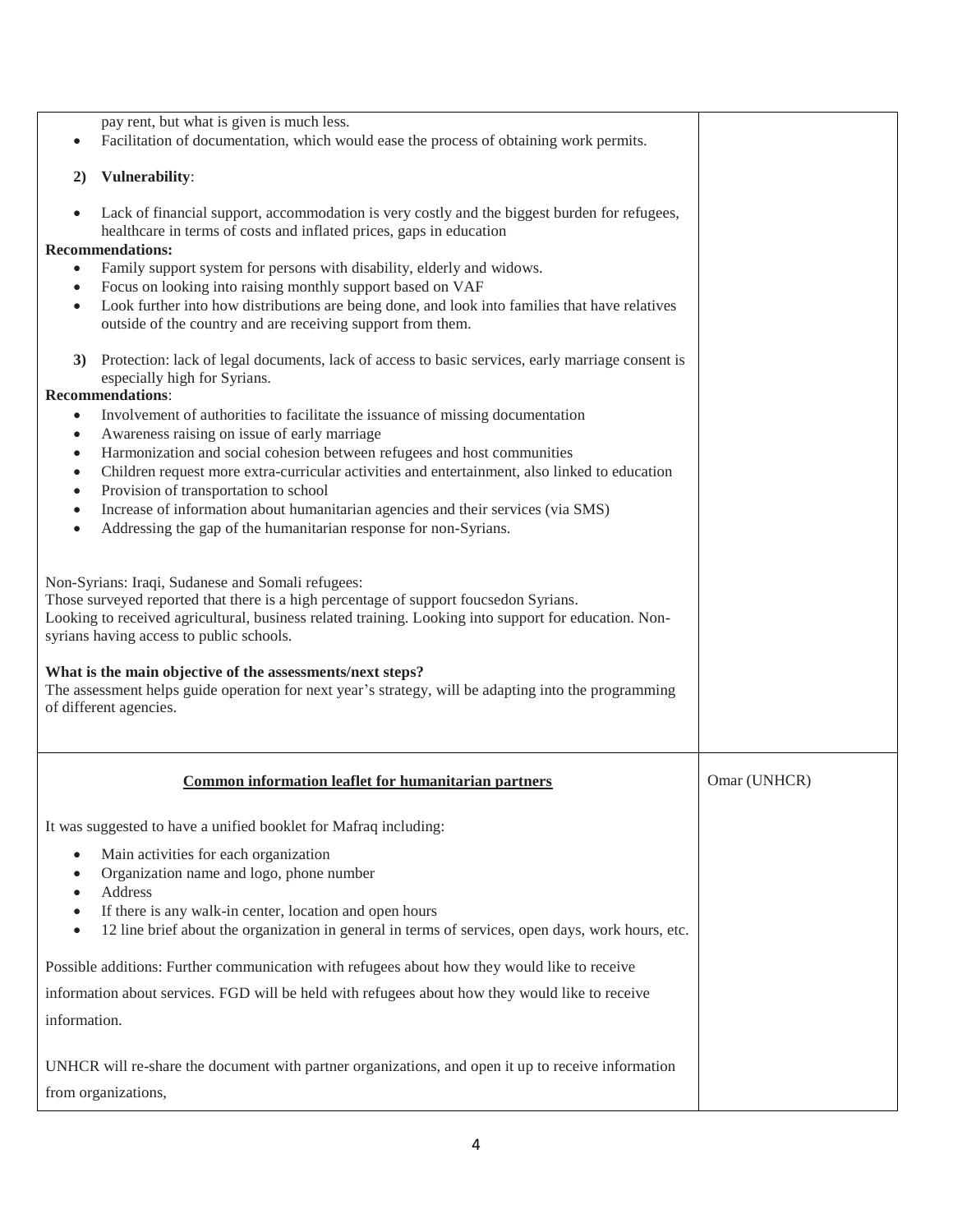| | |
|---|---|
| pay rent, but what is given is much less.<br>• Facilitation of documentation, which would ease the process of obtaining work permits.<br><br>**2) Vulnerability**:<br><br>• Lack of financial support, accommodation is very costly and the biggest burden for refugees, healthcare in terms of costs and inflated prices, gaps in education<br>**Recommendations:**<br>• Family support system for persons with disability, elderly and widows.<br>• Focus on looking into raising monthly support based on VAF<br>• Look further into how distributions are being done, and look into families that have relatives outside of the country and are receiving support from them.<br><br>**3)** Protection: lack of legal documents, lack of access to basic services, early marriage consent is especially high for Syrians.<br>**Recommendations**:<br>• Involvement of authorities to facilitate the issuance of missing documentation<br>• Awareness raising on issue of early marriage<br>• Harmonization and social cohesion between refugees and host communities<br>• Children request more extra-curricular activities and entertainment, also linked to education<br>• Provision of transportation to school<br>• Increase of information about humanitarian agencies and their services (via SMS)<br>• Addressing the gap of the humanitarian response for non-Syrians.<br><br>Non-Syrians: Iraqi, Sudanese and Somali refugees:<br>Those surveyed reported that there is a high percentage of support foucsedon Syrians.<br>Looking to received agricultural, business related training. Looking into support for education. Non-syrians having access to public schools.<br><br>**What is the main objective of the assessments/next steps?**<br>The assessment helps guide operation for next year's strategy, will be adapting into the programming of different agencies. | |
| **<u>Common information leaflet for humanitarian partners</u>**<br><br>It was suggested to have a unified booklet for Mafraq including:<br>• Main activities for each organization<br>• Organization name and logo, phone number<br>• Address<br>• If there is any walk-in center, location and open hours<br>• 12 line brief about the organization in general in terms of services, open days, work hours, etc.<br><br>Possible additions: Further communication with refugees about how they would like to receive information about services. FGD will be held with refugees about how they would like to receive information.<br><br>UNHCR will re-share the document with partner organizations, and open it up to receive information from organizations, | Omar (UNHCR) |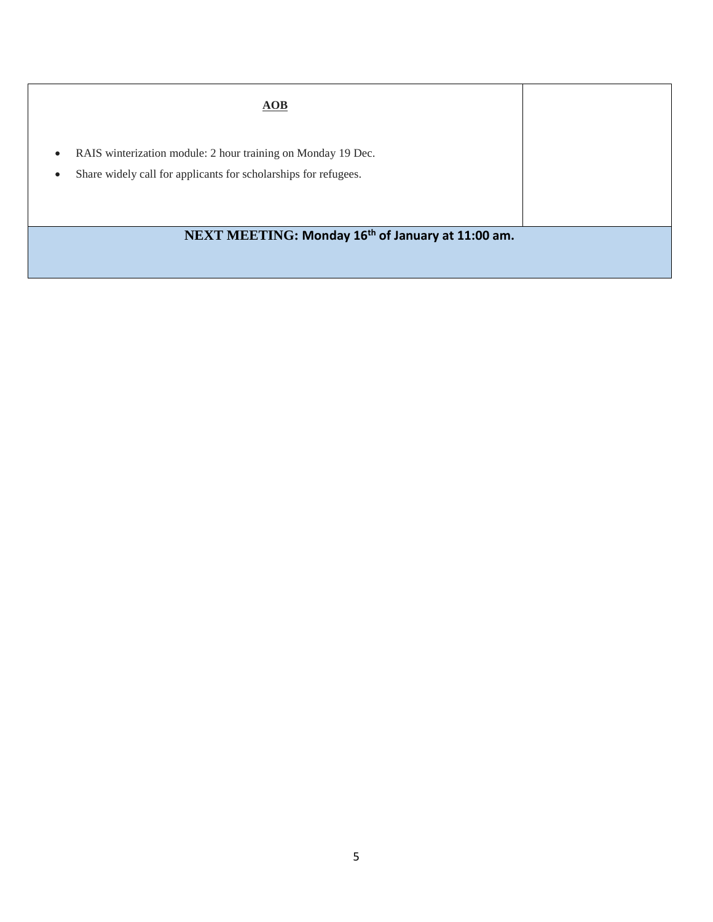| | |
|---|---|
| **AOB**<br><br>• RAIS winterization module: 2 hour training on Monday 19 Dec.<br>• Share widely call for applicants for scholarships for refugees. | |
| **NEXT MEETING: Monday 16th of January at 11:00 am.** | |